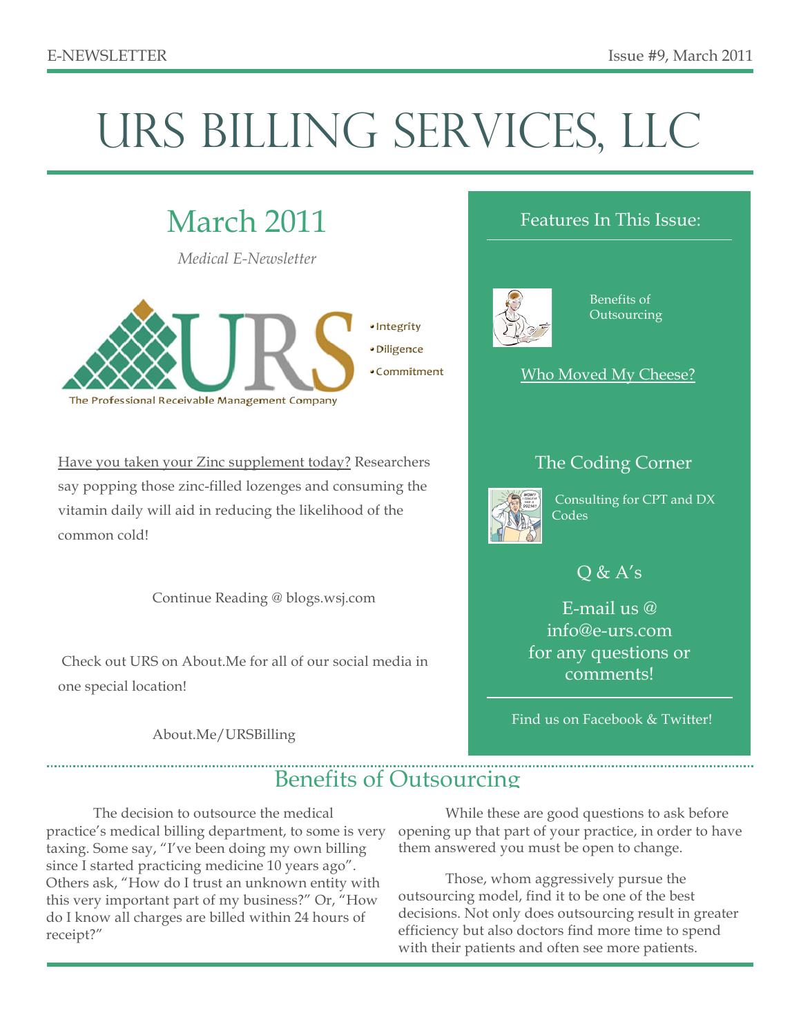E-NEWSLETTER

Issue #9, March 2011

# URS BILLING SERVICES, LLC

## March 2011

*Medical E-Newsletter*

URS — The Professional Receivable Management Company

- Integrity
- Diligence
- Commitment

Have you taken your Zinc supplement today? Researchers say popping those zinc-filled lozenges and consuming the vitamin daily will aid in reducing the likelihood of the common cold!

Continue Reading @ blogs.wsj.com

Check out URS on About.Me for all of our social media in one special location!

About.Me/URSBilling

### Features In This Issue:

Benefits of Outsourcing

Who Moved My Cheese?

### The Coding Corner

Consulting for CPT and DX Codes

### Q & A's

E-mail us @ info@e-urs.com for any questions or comments!

Find us on Facebook & Twitter!

## Benefits of Outsourcing

The decision to outsource the medical practice's medical billing department, to some is very taxing. Some say, "I've been doing my own billing since I started practicing medicine 10 years ago". Others ask, "How do I trust an unknown entity with this very important part of my business?" Or, "How do I know all charges are billed within 24 hours of receipt?"

While these are good questions to ask before opening up that part of your practice, in order to have them answered you must be open to change.

Those, whom aggressively pursue the outsourcing model, find it to be one of the best decisions. Not only does outsourcing result in greater efficiency but also doctors find more time to spend with their patients and often see more patients.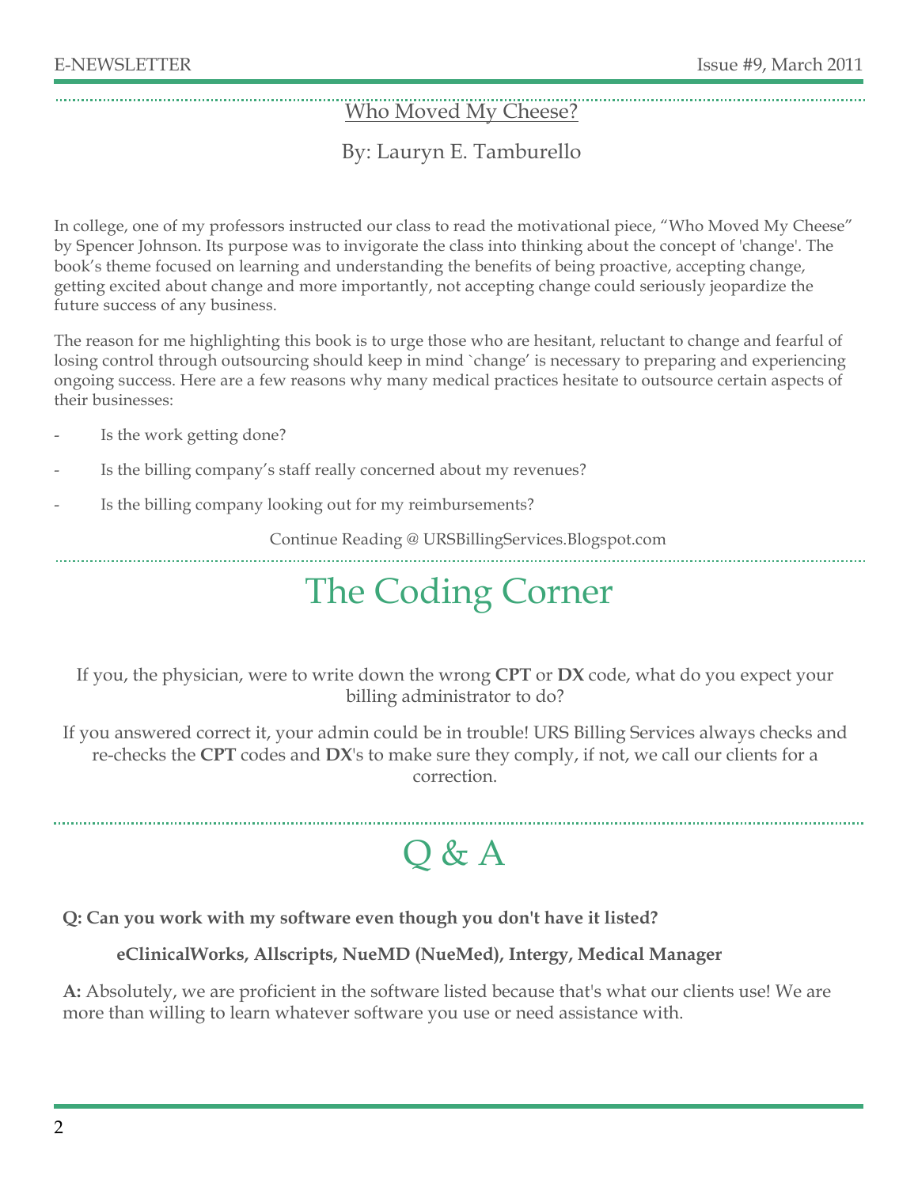## Who Moved My Cheese?

By: Lauryn E. Tamburello

In college, one of my professors instructed our class to read the motivational piece, "Who Moved My Cheese" by Spencer Johnson. Its purpose was to invigorate the class into thinking about the concept of 'change'. The book's theme focused on learning and understanding the benefits of being proactive, accepting change, getting excited about change and more importantly, not accepting change could seriously jeopardize the future success of any business.

The reason for me highlighting this book is to urge those who are hesitant, reluctant to change and fearful of losing control through outsourcing should keep in mind `change' is necessary to preparing and experiencing ongoing success. Here are a few reasons why many medical practices hesitate to outsource certain aspects of their businesses:

- Is the work getting done?
- Is the billing company's staff really concerned about my revenues?
- Is the billing company looking out for my reimbursements?

Continue Reading @ URSBillingServices.Blogspot.com

# The Coding Corner

If you, the physician, were to write down the wrong **CPT** or **DX** code, what do you expect your billing administrator to do?

If you answered correct it, your admin could be in trouble! URS Billing Services always checks and re-checks the **CPT** codes and **DX**'s to make sure they comply, if not, we call our clients for a correction.

# Q & A

**Q: Can you work with my software even though you don't have it listed?**

**eClinicalWorks, Allscripts, NueMD (NueMed), Intergy, Medical Manager**

**A:** Absolutely, we are proficient in the software listed because that's what our clients use! We are more than willing to learn whatever software you use or need assistance with.